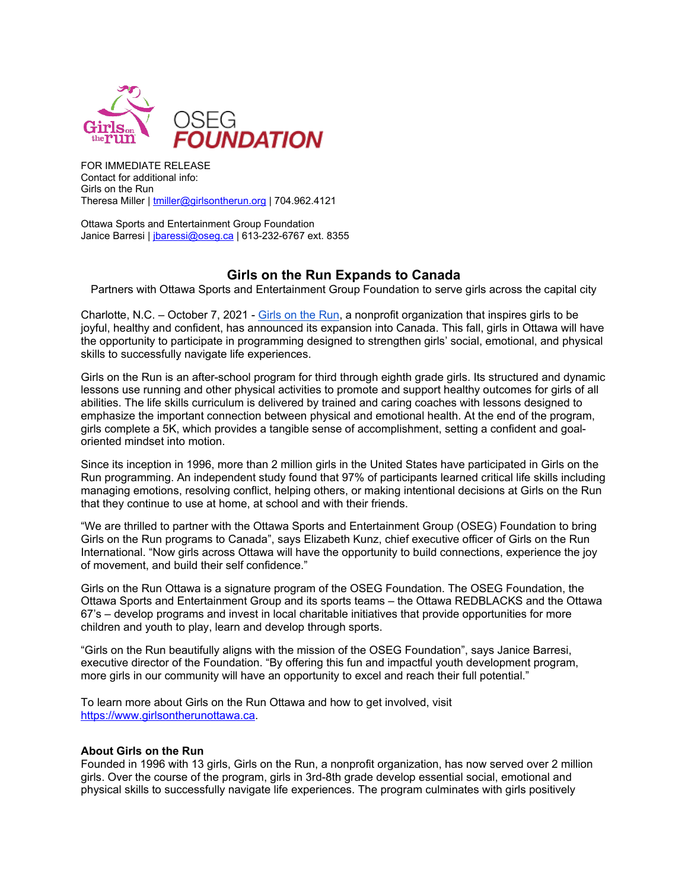FOR IMMEDIATE RELEASE
Contact for additional info:
Girls on the Run
Theresa Miller | tmiller@girlsontherun.org | 704.962.4121

Ottawa Sports and Entertainment Group Foundation
Janice Barresi | jbaressi@oseg.ca | 613-232-6767 ext. 8355

# Girls on the Run Expands to Canada

Partners with Ottawa Sports and Entertainment Group Foundation to serve girls across the capital city

Charlotte, N.C. – October 7, 2021 - Girls on the Run, a nonprofit organization that inspires girls to be joyful, healthy and confident, has announced its expansion into Canada. This fall, girls in Ottawa will have the opportunity to participate in programming designed to strengthen girls' social, emotional, and physical skills to successfully navigate life experiences.

Girls on the Run is an after-school program for third through eighth grade girls. Its structured and dynamic lessons use running and other physical activities to promote and support healthy outcomes for girls of all abilities. The life skills curriculum is delivered by trained and caring coaches with lessons designed to emphasize the important connection between physical and emotional health. At the end of the program, girls complete a 5K, which provides a tangible sense of accomplishment, setting a confident and goal-oriented mindset into motion.

Since its inception in 1996, more than 2 million girls in the United States have participated in Girls on the Run programming. An independent study found that 97% of participants learned critical life skills including managing emotions, resolving conflict, helping others, or making intentional decisions at Girls on the Run that they continue to use at home, at school and with their friends.

"We are thrilled to partner with the Ottawa Sports and Entertainment Group (OSEG) Foundation to bring Girls on the Run programs to Canada", says Elizabeth Kunz, chief executive officer of Girls on the Run International. "Now girls across Ottawa will have the opportunity to build connections, experience the joy of movement, and build their self confidence."

Girls on the Run Ottawa is a signature program of the OSEG Foundation. The OSEG Foundation, the Ottawa Sports and Entertainment Group and its sports teams – the Ottawa REDBLACKS and the Ottawa 67's – develop programs and invest in local charitable initiatives that provide opportunities for more children and youth to play, learn and develop through sports.

"Girls on the Run beautifully aligns with the mission of the OSEG Foundation", says Janice Barresi, executive director of the Foundation. "By offering this fun and impactful youth development program, more girls in our community will have an opportunity to excel and reach their full potential."

To learn more about Girls on the Run Ottawa and how to get involved, visit https://www.girlsontherunottawa.ca.

**About Girls on the Run**
Founded in 1996 with 13 girls, Girls on the Run, a nonprofit organization, has now served over 2 million girls. Over the course of the program, girls in 3rd-8th grade develop essential social, emotional and physical skills to successfully navigate life experiences. The program culminates with girls positively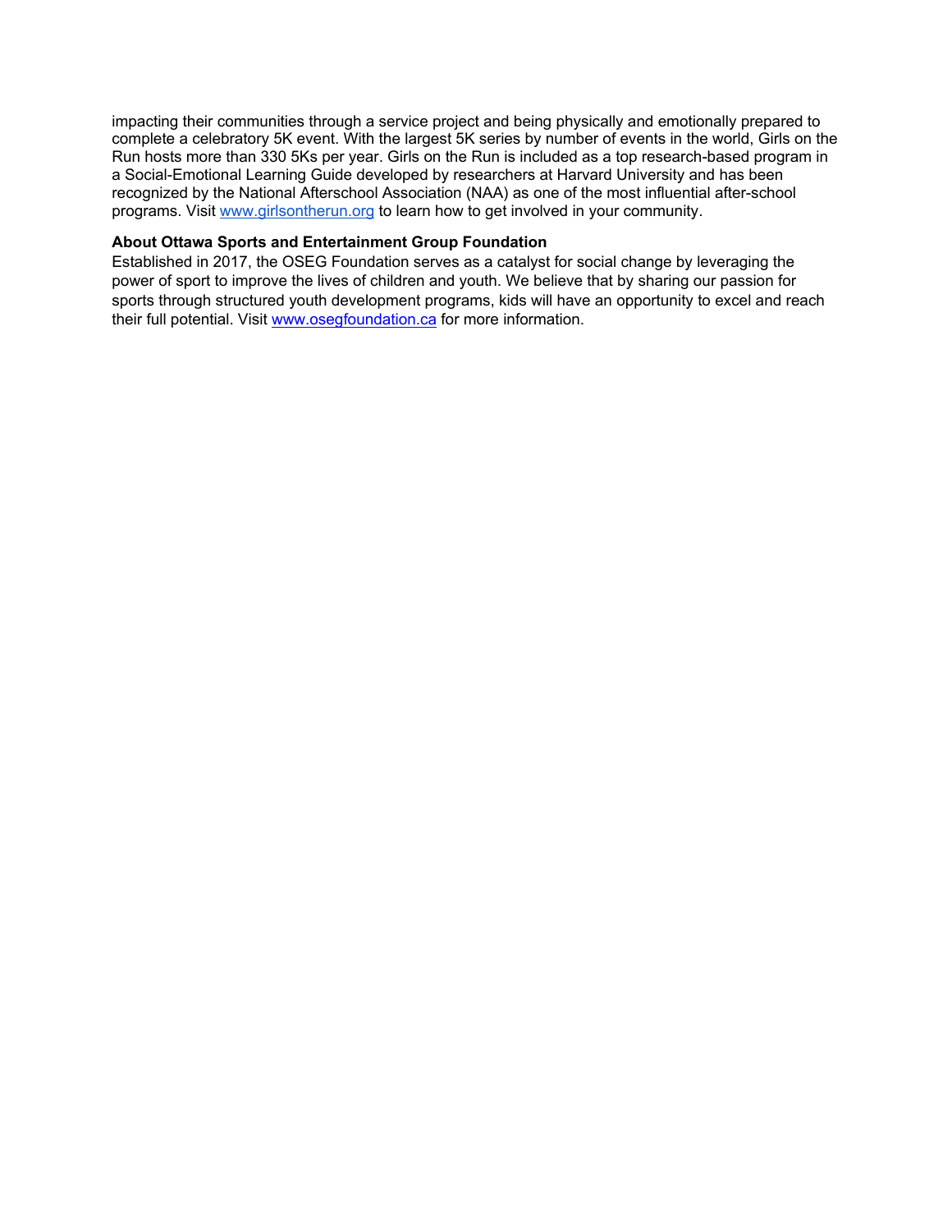impacting their communities through a service project and being physically and emotionally prepared to complete a celebratory 5K event. With the largest 5K series by number of events in the world, Girls on the Run hosts more than 330 5Ks per year. Girls on the Run is included as a top research-based program in a Social-Emotional Learning Guide developed by researchers at Harvard University and has been recognized by the National Afterschool Association (NAA) as one of the most influential after-school programs. Visit www.girlsontherun.org to learn how to get involved in your community.

**About Ottawa Sports and Entertainment Group Foundation**

Established in 2017, the OSEG Foundation serves as a catalyst for social change by leveraging the power of sport to improve the lives of children and youth. We believe that by sharing our passion for sports through structured youth development programs, kids will have an opportunity to excel and reach their full potential. Visit www.osegfoundation.ca for more information.